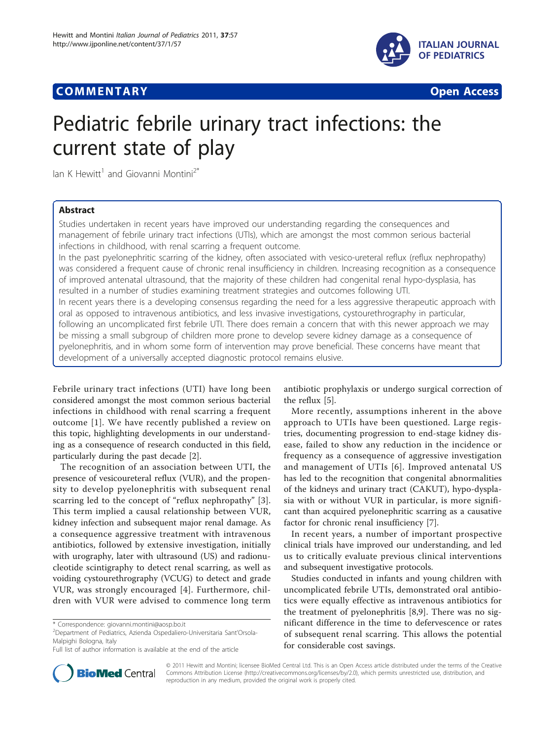**COMMENTARY** **Open Access**

# Pediatric febrile urinary tract infections: the current state of play

Ian K Hewitt[1] and Giovanni Montini[2*]

## Abstract

Studies undertaken in recent years have improved our understanding regarding the consequences and management of febrile urinary tract infections (UTIs), which are amongst the most common serious bacterial infections in childhood, with renal scarring a frequent outcome.

In the past pyelonephritic scarring of the kidney, often associated with vesico-ureteral reflux (reflux nephropathy) was considered a frequent cause of chronic renal insufficiency in children. Increasing recognition as a consequence of improved antenatal ultrasound, that the majority of these children had congenital renal hypo-dysplasia, has resulted in a number of studies examining treatment strategies and outcomes following UTI.

In recent years there is a developing consensus regarding the need for a less aggressive therapeutic approach with oral as opposed to intravenous antibiotics, and less invasive investigations, cystourethrography in particular, following an uncomplicated first febrile UTI. There does remain a concern that with this newer approach we may be missing a small subgroup of children more prone to develop severe kidney damage as a consequence of pyelonephritis, and in whom some form of intervention may prove beneficial. These concerns have meant that development of a universally accepted diagnostic protocol remains elusive.

Febrile urinary tract infections (UTI) have long been considered amongst the most common serious bacterial infections in childhood with renal scarring a frequent outcome [1]. We have recently published a review on this topic, highlighting developments in our understanding as a consequence of research conducted in this field, particularly during the past decade [2].

The recognition of an association between UTI, the presence of vesicoureteral reflux (VUR), and the propensity to develop pyelonephritis with subsequent renal scarring led to the concept of "reflux nephropathy" [3]. This term implied a causal relationship between VUR, kidney infection and subsequent major renal damage. As a consequence aggressive treatment with intravenous antibiotics, followed by extensive investigation, initially with urography, later with ultrasound (US) and radionucleotide scintigraphy to detect renal scarring, as well as voiding cystourethrography (VCUG) to detect and grade VUR, was strongly encouraged [4]. Furthermore, children with VUR were advised to commence long term antibiotic prophylaxis or undergo surgical correction of the reflux [5].

More recently, assumptions inherent in the above approach to UTIs have been questioned. Large registries, documenting progression to end-stage kidney disease, failed to show any reduction in the incidence or frequency as a consequence of aggressive investigation and management of UTIs [6]. Improved antenatal US has led to the recognition that congenital abnormalities of the kidneys and urinary tract (CAKUT), hypo-dysplasia with or without VUR in particular, is more significant than acquired pyelonephritic scarring as a causative factor for chronic renal insufficiency [7].

In recent years, a number of important prospective clinical trials have improved our understanding, and led us to critically evaluate previous clinical interventions and subsequent investigative protocols.

Studies conducted in infants and young children with uncomplicated febrile UTIs, demonstrated oral antibiotics were equally effective as intravenous antibiotics for the treatment of pyelonephritis [8,9]. There was no significant difference in the time to defervescence or rates of subsequent renal scarring. This allows the potential for considerable cost savings.

\* Correspondence: giovanni.montini@aosp.bo.it
[2]Department of Pediatrics, Azienda Ospedaliero-Universitaria Sant'Orsola-Malpighi Bologna, Italy
Full list of author information is available at the end of the article

© 2011 Hewitt and Montini; licensee BioMed Central Ltd. This is an Open Access article distributed under the terms of the Creative Commons Attribution License (http://creativecommons.org/licenses/by/2.0), which permits unrestricted use, distribution, and reproduction in any medium, provided the original work is properly cited.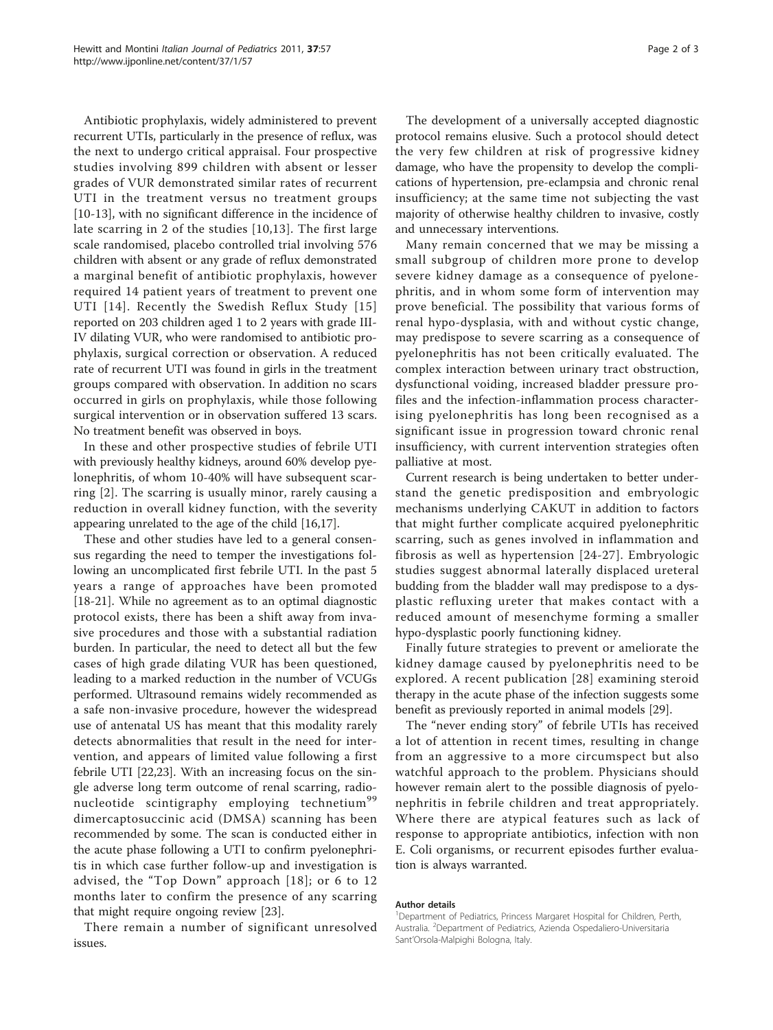Antibiotic prophylaxis, widely administered to prevent recurrent UTIs, particularly in the presence of reflux, was the next to undergo critical appraisal. Four prospective studies involving 899 children with absent or lesser grades of VUR demonstrated similar rates of recurrent UTI in the treatment versus no treatment groups [10-13], with no significant difference in the incidence of late scarring in 2 of the studies [10,13]. The first large scale randomised, placebo controlled trial involving 576 children with absent or any grade of reflux demonstrated a marginal benefit of antibiotic prophylaxis, however required 14 patient years of treatment to prevent one UTI [14]. Recently the Swedish Reflux Study [15] reported on 203 children aged 1 to 2 years with grade III-IV dilating VUR, who were randomised to antibiotic prophylaxis, surgical correction or observation. A reduced rate of recurrent UTI was found in girls in the treatment groups compared with observation. In addition no scars occurred in girls on prophylaxis, while those following surgical intervention or in observation suffered 13 scars. No treatment benefit was observed in boys.

In these and other prospective studies of febrile UTI with previously healthy kidneys, around 60% develop pyelonephritis, of whom 10-40% will have subsequent scarring [2]. The scarring is usually minor, rarely causing a reduction in overall kidney function, with the severity appearing unrelated to the age of the child [16,17].

These and other studies have led to a general consensus regarding the need to temper the investigations following an uncomplicated first febrile UTI. In the past 5 years a range of approaches have been promoted [18-21]. While no agreement as to an optimal diagnostic protocol exists, there has been a shift away from invasive procedures and those with a substantial radiation burden. In particular, the need to detect all but the few cases of high grade dilating VUR has been questioned, leading to a marked reduction in the number of VCUGs performed. Ultrasound remains widely recommended as a safe non-invasive procedure, however the widespread use of antenatal US has meant that this modality rarely detects abnormalities that result in the need for intervention, and appears of limited value following a first febrile UTI [22,23]. With an increasing focus on the single adverse long term outcome of renal scarring, radionucleotide scintigraphy employing technetium[99] dimercaptosuccinic acid (DMSA) scanning has been recommended by some. The scan is conducted either in the acute phase following a UTI to confirm pyelonephritis in which case further follow-up and investigation is advised, the "Top Down" approach [18]; or 6 to 12 months later to confirm the presence of any scarring that might require ongoing review [23].

There remain a number of significant unresolved issues.

The development of a universally accepted diagnostic protocol remains elusive. Such a protocol should detect the very few children at risk of progressive kidney damage, who have the propensity to develop the complications of hypertension, pre-eclampsia and chronic renal insufficiency; at the same time not subjecting the vast majority of otherwise healthy children to invasive, costly and unnecessary interventions.

Many remain concerned that we may be missing a small subgroup of children more prone to develop severe kidney damage as a consequence of pyelonephritis, and in whom some form of intervention may prove beneficial. The possibility that various forms of renal hypo-dysplasia, with and without cystic change, may predispose to severe scarring as a consequence of pyelonephritis has not been critically evaluated. The complex interaction between urinary tract obstruction, dysfunctional voiding, increased bladder pressure profiles and the infection-inflammation process characterising pyelonephritis has long been recognised as a significant issue in progression toward chronic renal insufficiency, with current intervention strategies often palliative at most.

Current research is being undertaken to better understand the genetic predisposition and embryologic mechanisms underlying CAKUT in addition to factors that might further complicate acquired pyelonephritic scarring, such as genes involved in inflammation and fibrosis as well as hypertension [24-27]. Embryologic studies suggest abnormal laterally displaced ureteral budding from the bladder wall may predispose to a dysplastic refluxing ureter that makes contact with a reduced amount of mesenchyme forming a smaller hypo-dysplastic poorly functioning kidney.

Finally future strategies to prevent or ameliorate the kidney damage caused by pyelonephritis need to be explored. A recent publication [28] examining steroid therapy in the acute phase of the infection suggests some benefit as previously reported in animal models [29].

The "never ending story" of febrile UTIs has received a lot of attention in recent times, resulting in change from an aggressive to a more circumspect but also watchful approach to the problem. Physicians should however remain alert to the possible diagnosis of pyelonephritis in febrile children and treat appropriately. Where there are atypical features such as lack of response to appropriate antibiotics, infection with non E. Coli organisms, or recurrent episodes further evaluation is always warranted.

#### Author details

[1]Department of Pediatrics, Princess Margaret Hospital for Children, Perth, Australia. [2]Department of Pediatrics, Azienda Ospedaliero-Universitaria Sant'Orsola-Malpighi Bologna, Italy.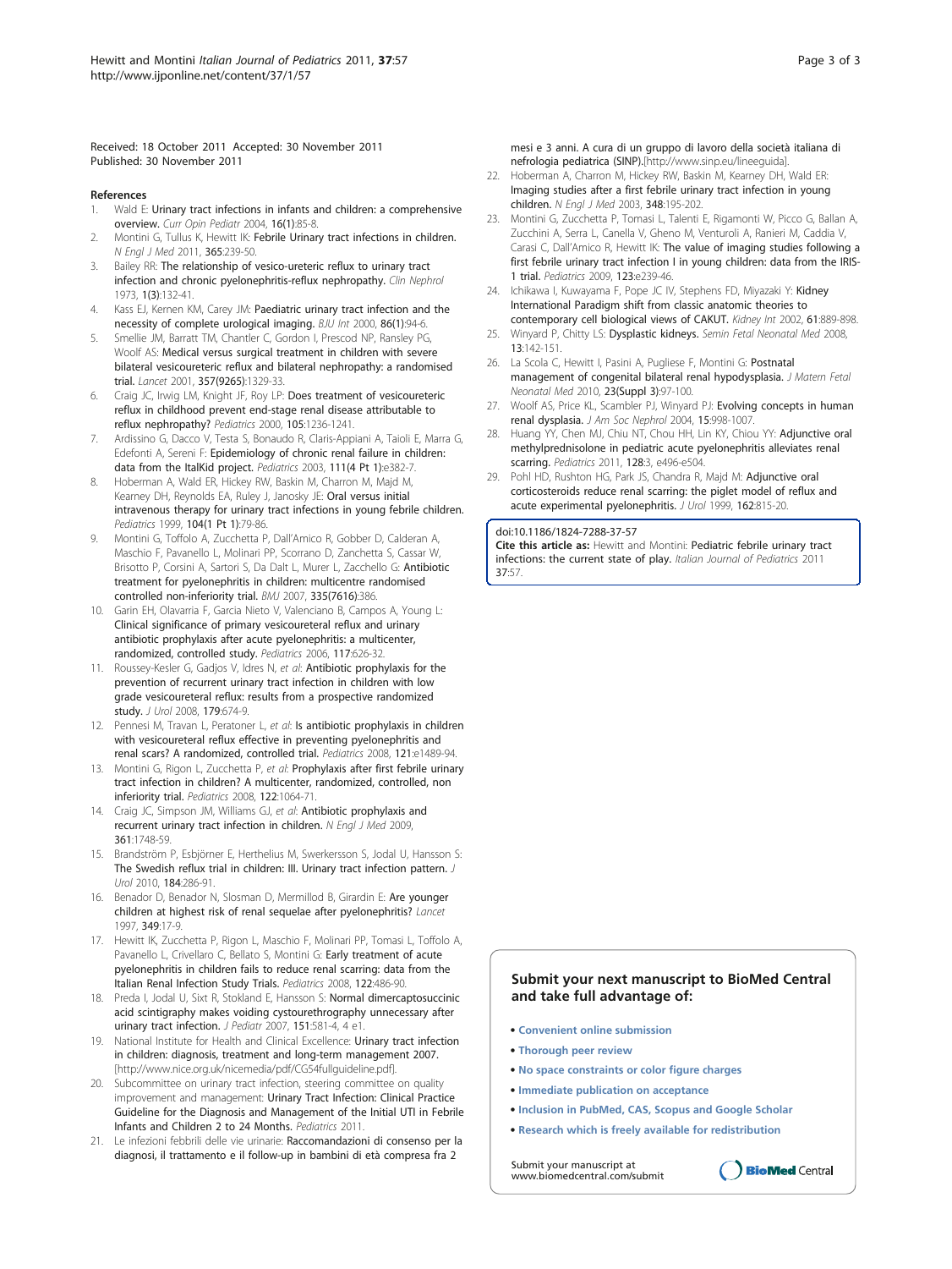Received: 18 October 2011 Accepted: 30 November 2011
Published: 30 November 2011

## References

1. Wald E: **Urinary tract infections in infants and children: a comprehensive overview.** *Curr Opin Pediatr* 2004, **16(1)**:85-8.
2. Montini G, Tullus K, Hewitt IK: **Febrile Urinary tract infections in children.** *N Engl J Med* 2011, **365**:239-50.
3. Bailey RR: **The relationship of vesico-ureteric reflux to urinary tract infection and chronic pyelonephritis-reflux nephropathy.** *Clin Nephrol* 1973, **1(3)**:132-41.
4. Kass EJ, Kernen KM, Carey JM: **Paediatric urinary tract infection and the necessity of complete urological imaging.** *BJU Int* 2000, **86(1)**:94-6.
5. Smellie JM, Barratt TM, Chantler C, Gordon I, Prescod NP, Ransley PG, Woolf AS: **Medical versus surgical treatment in children with severe bilateral vesicoureteric reflux and bilateral nephropathy: a randomised trial.** *Lancet* 2001, **357(9265)**:1329-33.
6. Craig JC, Irwig LM, Knight JF, Roy LP: **Does treatment of vesicoureteric reflux in childhood prevent end-stage renal disease attributable to reflux nephropathy?** *Pediatrics* 2000, **105**:1236-1241.
7. Ardissino G, Dacco V, Testa S, Bonaudo R, Claris-Appiani A, Taioli E, Marra G, Edefonti A, Sereni F: **Epidemiology of chronic renal failure in children: data from the ItalKid project.** *Pediatrics* 2003, **111(4 Pt 1)**:e382-7.
8. Hoberman A, Wald ER, Hickey RW, Baskin M, Charron M, Majd M, Kearney DH, Reynolds EA, Ruley J, Janosky JE: **Oral versus initial intravenous therapy for urinary tract infections in young febrile children.** *Pediatrics* 1999, **104(1 Pt 1)**:79-86.
9. Montini G, Toffolo A, Zucchetta P, Dall'Amico R, Gobber D, Calderan A, Maschio F, Pavanello L, Molinari PP, Scorrano D, Zanchetta S, Cassar W, Brisotto P, Corsini A, Sartori S, Da Dalt L, Murer L, Zacchello G: **Antibiotic treatment for pyelonephritis in children: multicentre randomised controlled non-inferiority trial.** *BMJ* 2007, **335(7616)**:386.
10. Garin EH, Olavarria F, Garcia Nieto V, Valenciano B, Campos A, Young L: **Clinical significance of primary vesicoureteral reflux and urinary antibiotic prophylaxis after acute pyelonephritis: a multicenter, randomized, controlled study.** *Pediatrics* 2006, **117**:626-32.
11. Roussey-Kesler G, Gadjos V, Idres N, *et al*: **Antibiotic prophylaxis for the prevention of recurrent urinary tract infection in children with low grade vesicoureteral reflux: results from a prospective randomized study.** *J Urol* 2008, **179**:674-9.
12. Pennesi M, Travan L, Peratoner L, *et al*: **Is antibiotic prophylaxis in children with vesicoureteral reflux effective in preventing pyelonephritis and renal scars? A randomized, controlled trial.** *Pediatrics* 2008, **121**:e1489-94.
13. Montini G, Rigon L, Zucchetta P, *et al*: **Prophylaxis after first febrile urinary tract infection in children? A multicenter, randomized, controlled, non inferiority trial.** *Pediatrics* 2008, **122**:1064-71.
14. Craig JC, Simpson JM, Williams GJ, *et al*: **Antibiotic prophylaxis and recurrent urinary tract infection in children.** *N Engl J Med* 2009, **361**:1748-59.
15. Brandström P, Esbjörner E, Herthelius M, Swerkersson S, Jodal U, Hansson S: **The Swedish reflux trial in children: III. Urinary tract infection pattern.** *J Urol* 2010, **184**:286-91.
16. Benador D, Benador N, Slosman D, Mermillod B, Girardin E: **Are younger children at highest risk of renal sequelae after pyelonephritis?** *Lancet* 1997, **349**:17-9.
17. Hewitt IK, Zucchetta P, Rigon L, Maschio F, Molinari PP, Tomasi L, Toffolo A, Pavanello L, Crivellaro C, Bellato S, Montini G: **Early treatment of acute pyelonephritis in children fails to reduce renal scarring: data from the Italian Renal Infection Study Trials.** *Pediatrics* 2008, **122**:486-90.
18. Preda I, Jodal U, Sixt R, Stokland E, Hansson S: **Normal dimercaptosuccinic acid scintigraphy makes voiding cystourethrography unnecessary after urinary tract infection.** *J Pediatr* 2007, **151**:581-4, 4 e1.
19. National Institute for Health and Clinical Excellence: **Urinary tract infection in children: diagnosis, treatment and long-term management 2007.** [http://www.nice.org.uk/nicemedia/pdf/CG54fullguideline.pdf].
20. Subcommittee on urinary tract infection, steering committee on quality improvement and management: **Urinary Tract Infection: Clinical Practice Guideline for the Diagnosis and Management of the Initial UTI in Febrile Infants and Children 2 to 24 Months.** *Pediatrics* 2011.
21. Le infezioni febbrili delle vie urinarie: **Raccomandazioni di consenso per la diagnosi, il trattamento e il follow-up in bambini di età compresa fra 2 mesi e 3 anni. A cura di un gruppo di lavoro della società italiana di nefrologia pediatrica (SINP).**[http://www.sinp.eu/lineeguida].
22. Hoberman A, Charron M, Hickey RW, Baskin M, Kearney DH, Wald ER: **Imaging studies after a first febrile urinary tract infection in young children.** *N Engl J Med* 2003, **348**:195-202.
23. Montini G, Zucchetta P, Tomasi L, Talenti E, Rigamonti W, Picco G, Ballan A, Zucchini A, Serra L, Canella V, Gheno M, Venturoli A, Ranieri M, Caddia V, Carasi C, Dall'Amico R, Hewitt IK: **The value of imaging studies following a first febrile urinary tract infection I in young children: data from the IRIS-1 trial.** *Pediatrics* 2009, **123**:e239-46.
24. Ichikawa I, Kuwayama F, Pope JC IV, Stephens FD, Miyazaki Y: **Kidney International Paradigm shift from classic anatomic theories to contemporary cell biological views of CAKUT.** *Kidney Int* 2002, **61**:889-898.
25. Winyard P, Chitty LS: **Dysplastic kidneys.** *Semin Fetal Neonatal Med* 2008, **13**:142-151.
26. La Scola C, Hewitt I, Pasini A, Pugliese F, Montini G: **Postnatal management of congenital bilateral renal hypodysplasia.** *J Matern Fetal Neonatal Med* 2010, **23(Suppl 3)**:97-100.
27. Woolf AS, Price KL, Scambler PJ, Winyard PJ: **Evolving concepts in human renal dysplasia.** *J Am Soc Nephrol* 2004, **15**:998-1007.
28. Huang YY, Chen MJ, Chiu NT, Chou HH, Lin KY, Chiou YY: **Adjunctive oral methylprednisolone in pediatric acute pyelonephritis alleviates renal scarring.** *Pediatrics* 2011, **128**:3, e496-e504.
29. Pohl HD, Rushton HG, Park JS, Chandra R, Majd M: **Adjunctive oral corticosteroids reduce renal scarring: the piglet model of reflux and acute experimental pyelonephritis.** *J Urol* 1999, **162**:815-20.

doi:10.1186/1824-7288-37-57
**Cite this article as:** Hewitt and Montini: Pediatric febrile urinary tract infections: the current state of play. *Italian Journal of Pediatrics* 2011 **37**:57.

**Submit your next manuscript to BioMed Central and take full advantage of:**

- **Convenient online submission**
- **Thorough peer review**
- **No space constraints or color figure charges**
- **Immediate publication on acceptance**
- **Inclusion in PubMed, CAS, Scopus and Google Scholar**
- **Research which is freely available for redistribution**

Submit your manuscript at
www.biomedcentral.com/submit

BioMed Central